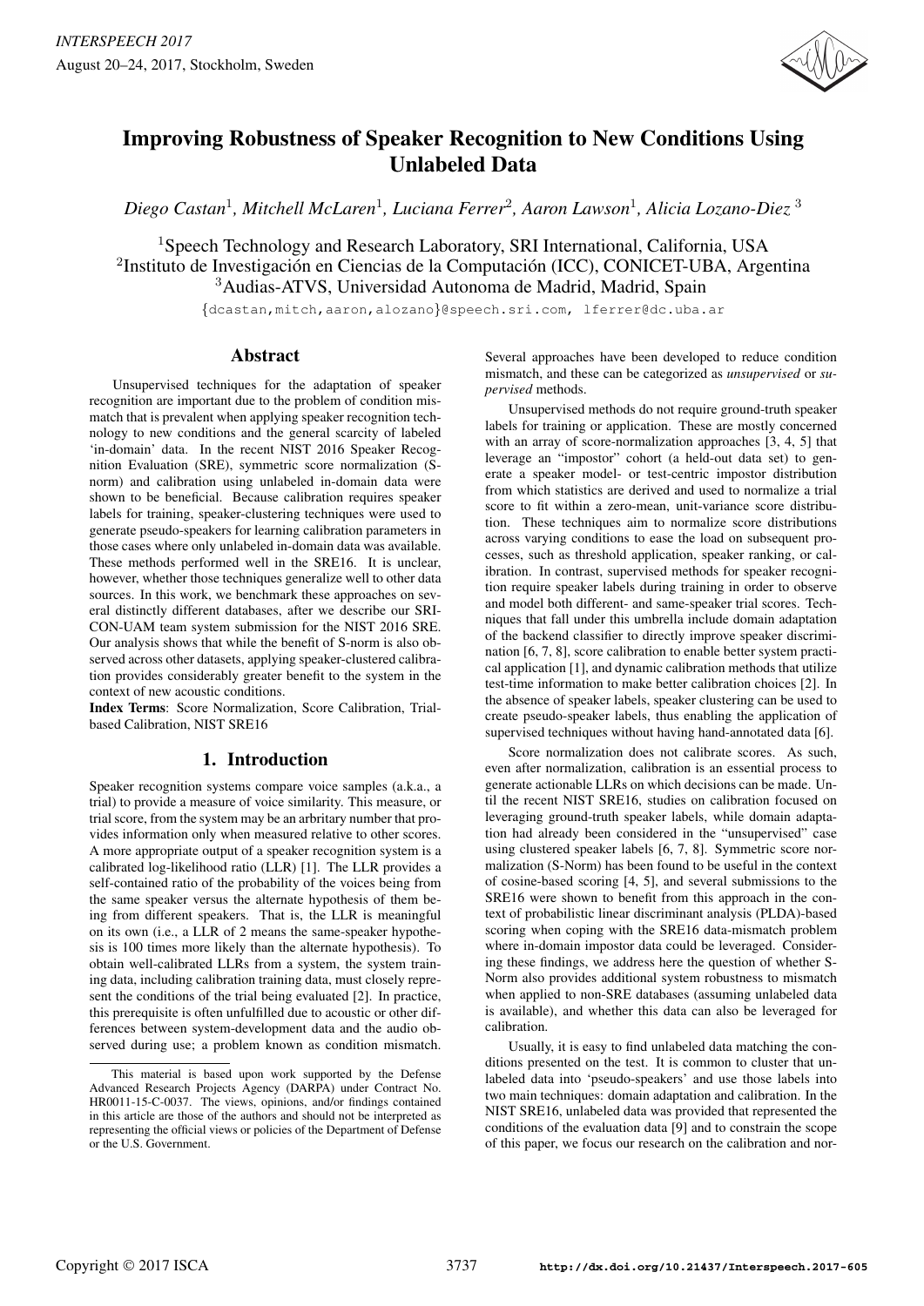# Improving Robustness of Speaker Recognition to New Conditions Using Unlabeled Data

*Diego Castan*[1], *Mitchell McLaren*[1], *Luciana Ferrer*[2], *Aaron Lawson*[1], *Alicia Lozano-Diez* [3]

[1]Speech Technology and Research Laboratory, SRI International, California, USA
[2]Instituto de Investigación en Ciencias de la Computación (ICC), CONICET-UBA, Argentina
[3]Audias-ATVS, Universidad Autonoma de Madrid, Madrid, Spain

{dcastan,mitch,aaron,alozano}@speech.sri.com, lferrer@dc.uba.ar

## Abstract

Unsupervised techniques for the adaptation of speaker recognition are important due to the problem of condition mismatch that is prevalent when applying speaker recognition technology to new conditions and the general scarcity of labeled 'in-domain' data. In the recent NIST 2016 Speaker Recognition Evaluation (SRE), symmetric score normalization (S-norm) and calibration using unlabeled in-domain data were shown to be beneficial. Because calibration requires speaker labels for training, speaker-clustering techniques were used to generate pseudo-speakers for learning calibration parameters in those cases where only unlabeled in-domain data was available. These methods performed well in the SRE16. It is unclear, however, whether those techniques generalize well to other data sources. In this work, we benchmark these approaches on several distinctly different databases, after we describe our SRI-CON-UAM team system submission for the NIST 2016 SRE. Our analysis shows that while the benefit of S-norm is also observed across other datasets, applying speaker-clustered calibration provides considerably greater benefit to the system in the context of new acoustic conditions.

**Index Terms**: Score Normalization, Score Calibration, Trial-based Calibration, NIST SRE16

## 1. Introduction

Speaker recognition systems compare voice samples (a.k.a., a trial) to provide a measure of voice similarity. This measure, or trial score, from the system may be an arbitrary number that provides information only when measured relative to other scores. A more appropriate output of a speaker recognition system is a calibrated log-likelihood ratio (LLR) [1]. The LLR provides a self-contained ratio of the probability of the voices being from the same speaker versus the alternate hypothesis of them being from different speakers. That is, the LLR is meaningful on its own (i.e., a LLR of 2 means the same-speaker hypothesis is 100 times more likely than the alternate hypothesis). To obtain well-calibrated LLRs from a system, the system training data, including calibration training data, must closely represent the conditions of the trial being evaluated [2]. In practice, this prerequisite is often unfulfilled due to acoustic or other differences between system-development data and the audio observed during use; a problem known as condition mismatch.

This material is based upon work supported by the Defense Advanced Research Projects Agency (DARPA) under Contract No. HR0011-15-C-0037. The views, opinions, and/or findings contained in this article are those of the authors and should not be interpreted as representing the official views or policies of the Department of Defense or the U.S. Government.

Several approaches have been developed to reduce condition mismatch, and these can be categorized as *unsupervised* or *supervised* methods.

Unsupervised methods do not require ground-truth speaker labels for training or application. These are mostly concerned with an array of score-normalization approaches [3, 4, 5] that leverage an "impostor" cohort (a held-out data set) to generate a speaker model- or test-centric impostor distribution from which statistics are derived and used to normalize a trial score to fit within a zero-mean, unit-variance score distribution. These techniques aim to normalize score distributions across varying conditions to ease the load on subsequent processes, such as threshold application, speaker ranking, or calibration. In contrast, supervised methods for speaker recognition require speaker labels during training in order to observe and model both different- and same-speaker trial scores. Techniques that fall under this umbrella include domain adaptation of the backend classifier to directly improve speaker discrimination [6, 7, 8], score calibration to enable better system practical application [1], and dynamic calibration methods that utilize test-time information to make better calibration choices [2]. In the absence of speaker labels, speaker clustering can be used to create pseudo-speaker labels, thus enabling the application of supervised techniques without having hand-annotated data [6].

Score normalization does not calibrate scores. As such, even after normalization, calibration is an essential process to generate actionable LLRs on which decisions can be made. Until the recent NIST SRE16, studies on calibration focused on leveraging ground-truth speaker labels, while domain adaptation had already been considered in the "unsupervised" case using clustered speaker labels [6, 7, 8]. Symmetric score normalization (S-Norm) has been found to be useful in the context of cosine-based scoring [4, 5], and several submissions to the SRE16 were shown to benefit from this approach in the context of probabilistic linear discriminant analysis (PLDA)-based scoring when coping with the SRE16 data-mismatch problem where in-domain impostor data could be leveraged. Considering these findings, we address here the question of whether S-Norm also provides additional system robustness to mismatch when applied to non-SRE databases (assuming unlabeled data is available), and whether this data can also be leveraged for calibration.

Usually, it is easy to find unlabeled data matching the conditions presented on the test. It is common to cluster that unlabeled data into 'pseudo-speakers' and use those labels into two main techniques: domain adaptation and calibration. In the NIST SRE16, unlabeled data was provided that represented the conditions of the evaluation data [9] and to constrain the scope of this paper, we focus our research on the calibration and nor-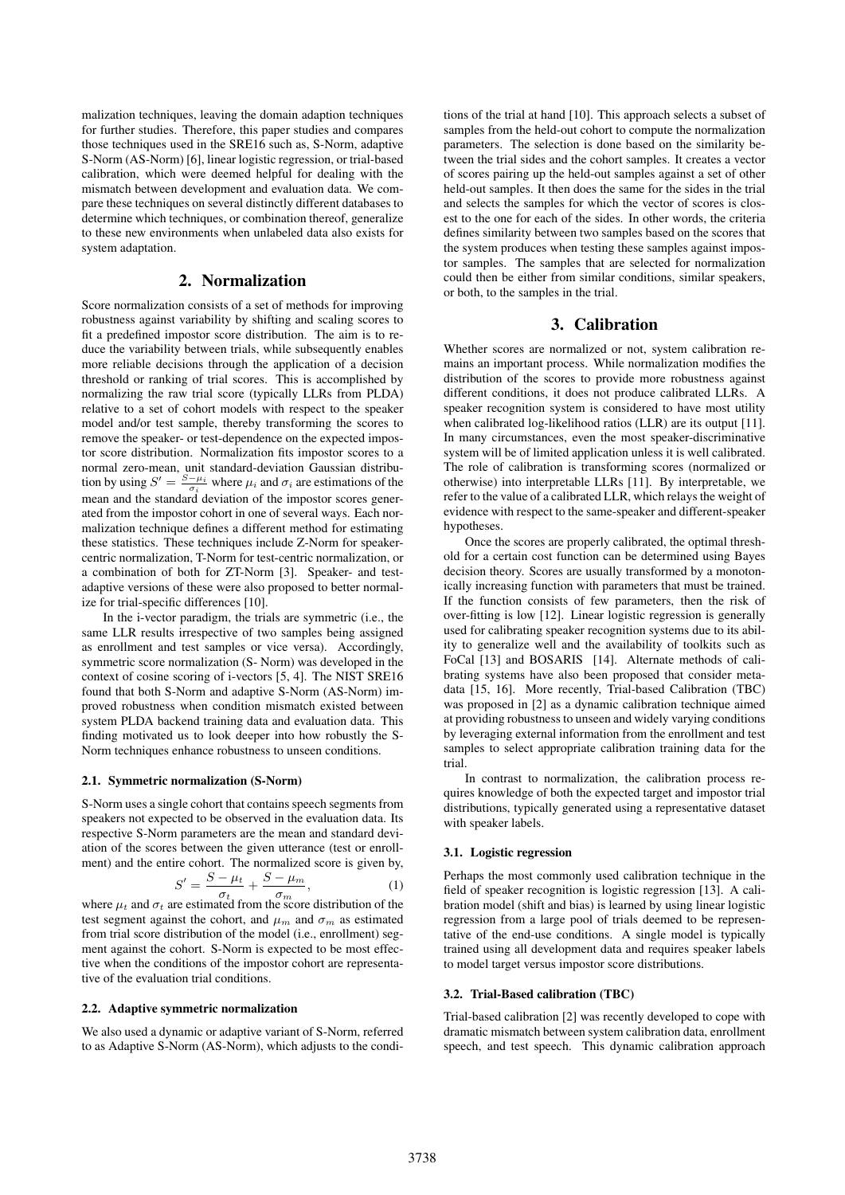malization techniques, leaving the domain adaption techniques for further studies. Therefore, this paper studies and compares those techniques used in the SRE16 such as, S-Norm, adaptive S-Norm (AS-Norm) [6], linear logistic regression, or trial-based calibration, which were deemed helpful for dealing with the mismatch between development and evaluation data. We compare these techniques on several distinctly different databases to determine which techniques, or combination thereof, generalize to these new environments when unlabeled data also exists for system adaptation.

## 2. Normalization

Score normalization consists of a set of methods for improving robustness against variability by shifting and scaling scores to fit a predefined impostor score distribution. The aim is to reduce the variability between trials, while subsequently enables more reliable decisions through the application of a decision threshold or ranking of trial scores. This is accomplished by normalizing the raw trial score (typically LLRs from PLDA) relative to a set of cohort models with respect to the speaker model and/or test sample, thereby transforming the scores to remove the speaker- or test-dependence on the expected impostor score distribution. Normalization fits impostor scores to a normal zero-mean, unit standard-deviation Gaussian distribution by using $S' = \frac{S-\mu_i}{\sigma_i}$ where $\mu_i$ and $\sigma_i$ are estimations of the mean and the standard deviation of the impostor scores generated from the impostor cohort in one of several ways. Each normalization technique defines a different method for estimating these statistics. These techniques include Z-Norm for speaker-centric normalization, T-Norm for test-centric normalization, or a combination of both for ZT-Norm [3]. Speaker- and test-adaptive versions of these were also proposed to better normalize for trial-specific differences [10].

In the i-vector paradigm, the trials are symmetric (i.e., the same LLR results irrespective of two samples being assigned as enrollment and test samples or vice versa). Accordingly, symmetric score normalization (S- Norm) was developed in the context of cosine scoring of i-vectors [5, 4]. The NIST SRE16 found that both S-Norm and adaptive S-Norm (AS-Norm) improved robustness when condition mismatch existed between system PLDA backend training data and evaluation data. This finding motivated us to look deeper into how robustly the S-Norm techniques enhance robustness to unseen conditions.

### 2.1. Symmetric normalization (S-Norm)

S-Norm uses a single cohort that contains speech segments from speakers not expected to be observed in the evaluation data. Its respective S-Norm parameters are the mean and standard deviation of the scores between the given utterance (test or enrollment) and the entire cohort. The normalized score is given by,

$$S' = \frac{S - \mu_t}{\sigma_t} + \frac{S - \mu_m}{\sigma_m}, \tag{1}$$

where $\mu_t$ and $\sigma_t$ are estimated from the score distribution of the test segment against the cohort, and $\mu_m$ and $\sigma_m$ as estimated from trial score distribution of the model (i.e., enrollment) segment against the cohort. S-Norm is expected to be most effective when the conditions of the impostor cohort are representative of the evaluation trial conditions.

### 2.2. Adaptive symmetric normalization

We also used a dynamic or adaptive variant of S-Norm, referred to as Adaptive S-Norm (AS-Norm), which adjusts to the conditions of the trial at hand [10]. This approach selects a subset of samples from the held-out cohort to compute the normalization parameters. The selection is done based on the similarity between the trial sides and the cohort samples. It creates a vector of scores pairing up the held-out samples against a set of other held-out samples. It then does the same for the sides in the trial and selects the samples for which the vector of scores is closest to the one for each of the sides. In other words, the criteria defines similarity between two samples based on the scores that the system produces when testing these samples against impostor samples. The samples that are selected for normalization could then be either from similar conditions, similar speakers, or both, to the samples in the trial.

## 3. Calibration

Whether scores are normalized or not, system calibration remains an important process. While normalization modifies the distribution of the scores to provide more robustness against different conditions, it does not produce calibrated LLRs. A speaker recognition system is considered to have most utility when calibrated log-likelihood ratios (LLR) are its output [11]. In many circumstances, even the most speaker-discriminative system will be of limited application unless it is well calibrated. The role of calibration is transforming scores (normalized or otherwise) into interpretable LLRs [11]. By interpretable, we refer to the value of a calibrated LLR, which relays the weight of evidence with respect to the same-speaker and different-speaker hypotheses.

Once the scores are properly calibrated, the optimal threshold for a certain cost function can be determined using Bayes decision theory. Scores are usually transformed by a monotonically increasing function with parameters that must be trained. If the function consists of few parameters, then the risk of over-fitting is low [12]. Linear logistic regression is generally used for calibrating speaker recognition systems due to its ability to generalize well and the availability of toolkits such as FoCal [13] and BOSARIS [14]. Alternate methods of calibrating systems have also been proposed that consider metadata [15, 16]. More recently, Trial-based Calibration (TBC) was proposed in [2] as a dynamic calibration technique aimed at providing robustness to unseen and widely varying conditions by leveraging external information from the enrollment and test samples to select appropriate calibration training data for the trial.

In contrast to normalization, the calibration process requires knowledge of both the expected target and impostor trial distributions, typically generated using a representative dataset with speaker labels.

### 3.1. Logistic regression

Perhaps the most commonly used calibration technique in the field of speaker recognition is logistic regression [13]. A calibration model (shift and bias) is learned by using linear logistic regression from a large pool of trials deemed to be representative of the end-use conditions. A single model is typically trained using all development data and requires speaker labels to model target versus impostor score distributions.

### 3.2. Trial-Based calibration (TBC)

Trial-based calibration [2] was recently developed to cope with dramatic mismatch between system calibration data, enrollment speech, and test speech. This dynamic calibration approach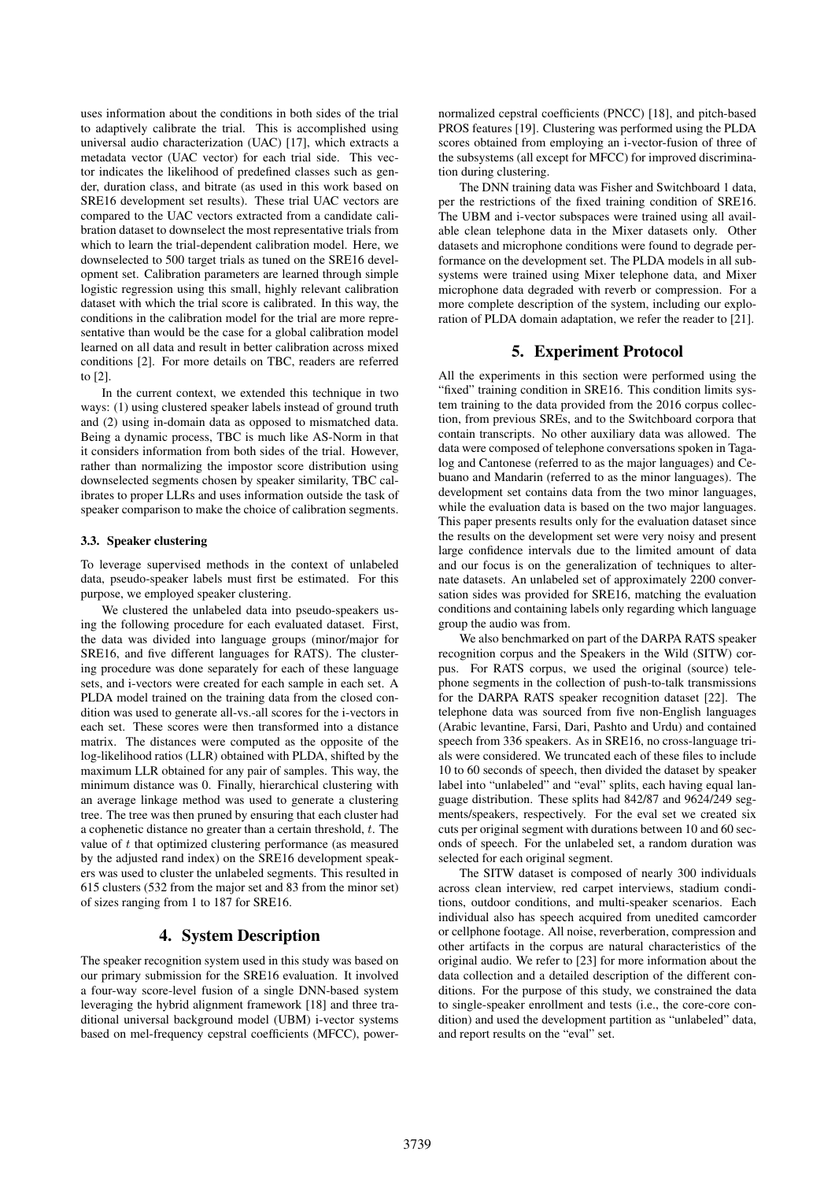uses information about the conditions in both sides of the trial to adaptively calibrate the trial. This is accomplished using universal audio characterization (UAC) [17], which extracts a metadata vector (UAC vector) for each trial side. This vector indicates the likelihood of predefined classes such as gender, duration class, and bitrate (as used in this work based on SRE16 development set results). These trial UAC vectors are compared to the UAC vectors extracted from a candidate calibration dataset to downselect the most representative trials from which to learn the trial-dependent calibration model. Here, we downselected to 500 target trials as tuned on the SRE16 development set. Calibration parameters are learned through simple logistic regression using this small, highly relevant calibration dataset with which the trial score is calibrated. In this way, the conditions in the calibration model for the trial are more representative than would be the case for a global calibration model learned on all data and result in better calibration across mixed conditions [2]. For more details on TBC, readers are referred to [2].

In the current context, we extended this technique in two ways: (1) using clustered speaker labels instead of ground truth and (2) using in-domain data as opposed to mismatched data. Being a dynamic process, TBC is much like AS-Norm in that it considers information from both sides of the trial. However, rather than normalizing the impostor score distribution using downselected segments chosen by speaker similarity, TBC calibrates to proper LLRs and uses information outside the task of speaker comparison to make the choice of calibration segments.

### 3.3. Speaker clustering

To leverage supervised methods in the context of unlabeled data, pseudo-speaker labels must first be estimated. For this purpose, we employed speaker clustering.

We clustered the unlabeled data into pseudo-speakers using the following procedure for each evaluated dataset. First, the data was divided into language groups (minor/major for SRE16, and five different languages for RATS). The clustering procedure was done separately for each of these language sets, and i-vectors were created for each sample in each set. A PLDA model trained on the training data from the closed condition was used to generate all-vs.-all scores for the i-vectors in each set. These scores were then transformed into a distance matrix. The distances were computed as the opposite of the log-likelihood ratios (LLR) obtained with PLDA, shifted by the maximum LLR obtained for any pair of samples. This way, the minimum distance was 0. Finally, hierarchical clustering with an average linkage method was used to generate a clustering tree. The tree was then pruned by ensuring that each cluster had a cophenetic distance no greater than a certain threshold, $t$. The value of $t$ that optimized clustering performance (as measured by the adjusted rand index) on the SRE16 development speakers was used to cluster the unlabeled segments. This resulted in 615 clusters (532 from the major set and 83 from the minor set) of sizes ranging from 1 to 187 for SRE16.

## 4. System Description

The speaker recognition system used in this study was based on our primary submission for the SRE16 evaluation. It involved a four-way score-level fusion of a single DNN-based system leveraging the hybrid alignment framework [18] and three traditional universal background model (UBM) i-vector systems based on mel-frequency cepstral coefficients (MFCC), power-normalized cepstral coefficients (PNCC) [18], and pitch-based PROS features [19]. Clustering was performed using the PLDA scores obtained from employing an i-vector-fusion of three of the subsystems (all except for MFCC) for improved discrimination during clustering.

The DNN training data was Fisher and Switchboard 1 data, per the restrictions of the fixed training condition of SRE16. The UBM and i-vector subspaces were trained using all available clean telephone data in the Mixer datasets only. Other datasets and microphone conditions were found to degrade performance on the development set. The PLDA models in all subsystems were trained using Mixer telephone data, and Mixer microphone data degraded with reverb or compression. For a more complete description of the system, including our exploration of PLDA domain adaptation, we refer the reader to [21].

## 5. Experiment Protocol

All the experiments in this section were performed using the "fixed" training condition in SRE16. This condition limits system training to the data provided from the 2016 corpus collection, from previous SREs, and to the Switchboard corpora that contain transcripts. No other auxiliary data was allowed. The data were composed of telephone conversations spoken in Tagalog and Cantonese (referred to as the major languages) and Cebuano and Mandarin (referred to as the minor languages). The development set contains data from the two minor languages, while the evaluation data is based on the two major languages. This paper presents results only for the evaluation dataset since the results on the development set were very noisy and present large confidence intervals due to the limited amount of data and our focus is on the generalization of techniques to alternate datasets. An unlabeled set of approximately 2200 conversation sides was provided for SRE16, matching the evaluation conditions and containing labels only regarding which language group the audio was from.

We also benchmarked on part of the DARPA RATS speaker recognition corpus and the Speakers in the Wild (SITW) corpus. For RATS corpus, we used the original (source) telephone segments in the collection of push-to-talk transmissions for the DARPA RATS speaker recognition dataset [22]. The telephone data was sourced from five non-English languages (Arabic levantine, Farsi, Dari, Pashto and Urdu) and contained speech from 336 speakers. As in SRE16, no cross-language trials were considered. We truncated each of these files to include 10 to 60 seconds of speech, then divided the dataset by speaker label into "unlabeled" and "eval" splits, each having equal language distribution. These splits had 842/87 and 9624/249 segments/speakers, respectively. For the eval set we created six cuts per original segment with durations between 10 and 60 seconds of speech. For the unlabeled set, a random duration was selected for each original segment.

The SITW dataset is composed of nearly 300 individuals across clean interview, red carpet interviews, stadium conditions, outdoor conditions, and multi-speaker scenarios. Each individual also has speech acquired from unedited camcorder or cellphone footage. All noise, reverberation, compression and other artifacts in the corpus are natural characteristics of the original audio. We refer to [23] for more information about the data collection and a detailed description of the different conditions. For the purpose of this study, we constrained the data to single-speaker enrollment and tests (i.e., the core-core condition) and used the development partition as "unlabeled" data, and report results on the "eval" set.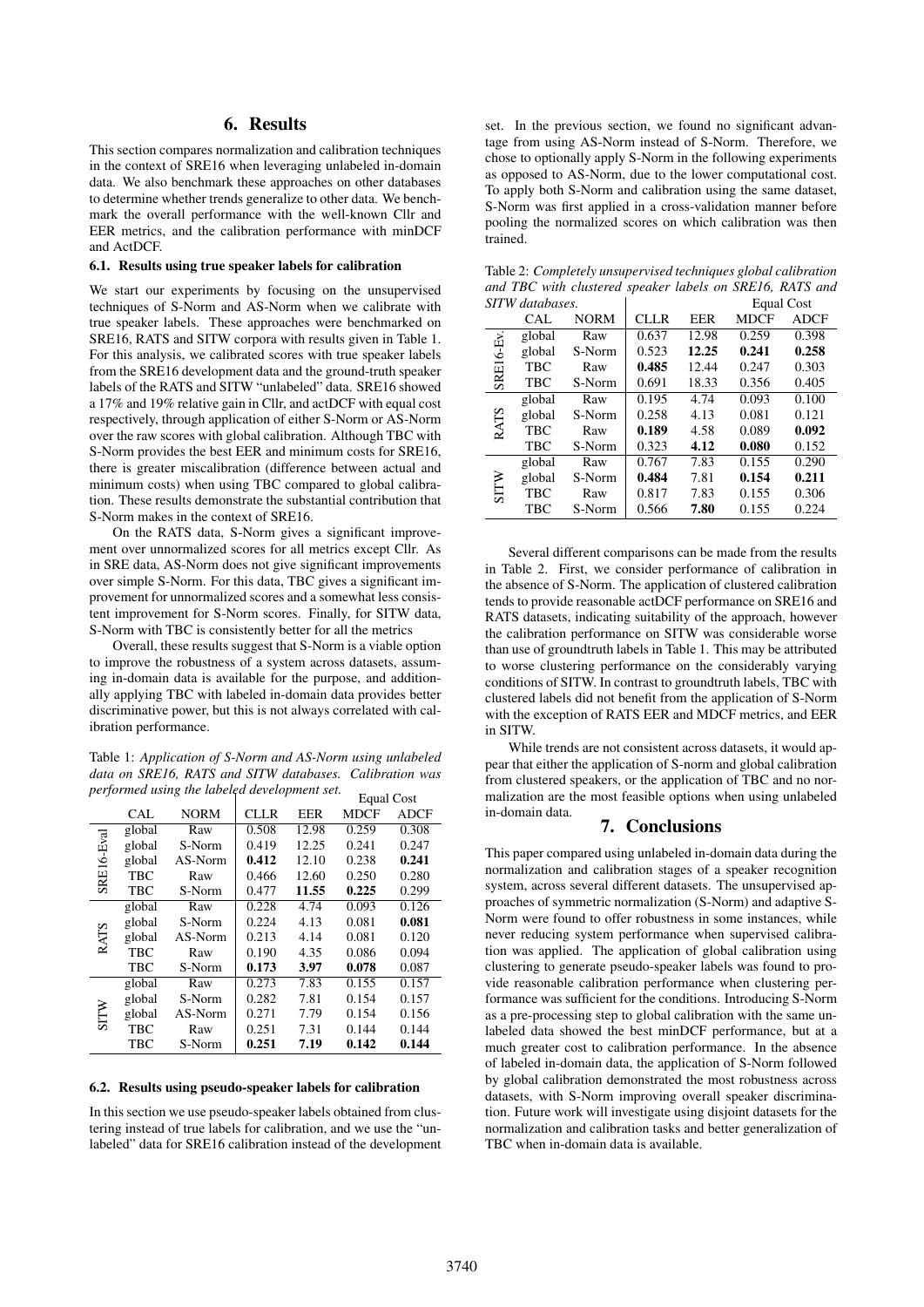## 6. Results

This section compares normalization and calibration techniques in the context of SRE16 when leveraging unlabeled in-domain data. We also benchmark these approaches on other databases to determine whether trends generalize to other data. We benchmark the overall performance with the well-known Cllr and EER metrics, and the calibration performance with minDCF and ActDCF.

### 6.1. Results using true speaker labels for calibration

We start our experiments by focusing on the unsupervised techniques of S-Norm and AS-Norm when we calibrate with true speaker labels. These approaches were benchmarked on SRE16, RATS and SITW corpora with results given in Table 1. For this analysis, we calibrated scores with true speaker labels from the SRE16 development data and the ground-truth speaker labels of the RATS and SITW "unlabeled" data. SRE16 showed a 17% and 19% relative gain in Cllr, and actDCF with equal cost respectively, through application of either S-Norm or AS-Norm over the raw scores with global calibration. Although TBC with S-Norm provides the best EER and minimum costs for SRE16, there is greater miscalibration (difference between actual and minimum costs) when using TBC compared to global calibration. These results demonstrate the substantial contribution that S-Norm makes in the context of SRE16.

On the RATS data, S-Norm gives a significant improvement over unnormalized scores for all metrics except Cllr. As in SRE data, AS-Norm does not give significant improvements over simple S-Norm. For this data, TBC gives a significant improvement for unnormalized scores and a somewhat less consistent improvement for S-Norm scores. Finally, for SITW data, S-Norm with TBC is consistently better for all the metrics

Overall, these results suggest that S-Norm is a viable option to improve the robustness of a system across datasets, assuming in-domain data is available for the purpose, and additionally applying TBC with labeled in-domain data provides better discriminative power, but this is not always correlated with calibration performance.

Table 1: *Application of S-Norm and AS-Norm using unlabeled data on SRE16, RATS and SITW databases. Calibration was performed using the labeled development set.*

| | CAL | NORM | CLLR | EER | Equal Cost MDCF | Equal Cost ADCF |
|---|---|---|---|---|---|---|
| SRE16-Eval | global | Raw | 0.508 | 12.98 | 0.259 | 0.308 |
| | global | S-Norm | 0.419 | 12.25 | 0.241 | 0.247 |
| | global | AS-Norm | **0.412** | 12.10 | 0.238 | **0.241** |
| | TBC | Raw | 0.466 | 12.60 | 0.250 | 0.280 |
| | TBC | S-Norm | 0.477 | **11.55** | **0.225** | 0.299 |
| RATS | global | Raw | 0.228 | 4.74 | 0.093 | 0.126 |
| | global | S-Norm | 0.224 | 4.13 | 0.081 | **0.081** |
| | global | AS-Norm | 0.213 | 4.14 | 0.081 | 0.120 |
| | TBC | Raw | 0.190 | 4.35 | 0.086 | 0.094 |
| | TBC | S-Norm | **0.173** | **3.97** | **0.078** | 0.087 |
| SITW | global | Raw | 0.273 | 7.83 | 0.155 | 0.157 |
| | global | S-Norm | 0.282 | 7.81 | 0.154 | 0.157 |
| | global | AS-Norm | 0.271 | 7.79 | 0.154 | 0.156 |
| | TBC | Raw | 0.251 | 7.31 | 0.144 | 0.144 |
| | TBC | S-Norm | **0.251** | **7.19** | **0.142** | **0.144** |

### 6.2. Results using pseudo-speaker labels for calibration

In this section we use pseudo-speaker labels obtained from clustering instead of true labels for calibration, and we use the "unlabeled" data for SRE16 calibration instead of the development set. In the previous section, we found no significant advantage from using AS-Norm instead of S-Norm. Therefore, we chose to optionally apply S-Norm in the following experiments as opposed to AS-Norm, due to the lower computational cost. To apply both S-Norm and calibration using the same dataset, S-Norm was first applied in a cross-validation manner before pooling the normalized scores on which calibration was then trained.

Table 2: *Completely unsupervised techniques global calibration and TBC with clustered speaker labels on SRE16, RATS and SITW databases.*

| | CAL | NORM | CLLR | EER | Equal Cost MDCF | Equal Cost ADCF |
|---|---|---|---|---|---|---|
| SRE16-Ev. | global | Raw | 0.637 | 12.98 | 0.259 | 0.398 |
| | global | S-Norm | 0.523 | **12.25** | **0.241** | **0.258** |
| | TBC | Raw | **0.485** | 12.44 | 0.247 | 0.303 |
| | TBC | S-Norm | 0.691 | 18.33 | 0.356 | 0.405 |
| RATS | global | Raw | 0.195 | 4.74 | 0.093 | 0.100 |
| | global | S-Norm | 0.258 | 4.13 | 0.081 | 0.121 |
| | TBC | Raw | **0.189** | 4.58 | 0.089 | **0.092** |
| | TBC | S-Norm | 0.323 | **4.12** | **0.080** | 0.152 |
| SITW | global | Raw | 0.767 | 7.83 | 0.155 | 0.290 |
| | global | S-Norm | **0.484** | 7.81 | **0.154** | **0.211** |
| | TBC | Raw | 0.817 | 7.83 | 0.155 | 0.306 |
| | TBC | S-Norm | 0.566 | **7.80** | 0.155 | 0.224 |

Several different comparisons can be made from the results in Table 2. First, we consider performance of calibration in the absence of S-Norm. The application of clustered calibration tends to provide reasonable actDCF performance on SRE16 and RATS datasets, indicating suitability of the approach, however the calibration performance on SITW was considerable worse than use of groundtruth labels in Table 1. This may be attributed to worse clustering performance on the considerably varying conditions of SITW. In contrast to groundtruth labels, TBC with clustered labels did not benefit from the application of S-Norm with the exception of RATS EER and MDCF metrics, and EER in SITW.

While trends are not consistent across datasets, it would appear that either the application of S-norm and global calibration from clustered speakers, or the application of TBC and no normalization are the most feasible options when using unlabeled in-domain data.

## 7. Conclusions

This paper compared using unlabeled in-domain data during the normalization and calibration stages of a speaker recognition system, across several different datasets. The unsupervised approaches of symmetric normalization (S-Norm) and adaptive S-Norm were found to offer robustness in some instances, while never reducing system performance when supervised calibration was applied. The application of global calibration using clustering to generate pseudo-speaker labels was found to provide reasonable calibration performance when clustering performance was sufficient for the conditions. Introducing S-Norm as a pre-processing step to global calibration with the same unlabeled data showed the best minDCF performance, but at a much greater cost to calibration performance. In the absence of labeled in-domain data, the application of S-Norm followed by global calibration demonstrated the most robustness across datasets, with S-Norm improving overall speaker discrimination. Future work will investigate using disjoint datasets for the normalization and calibration tasks and better generalization of TBC when in-domain data is available.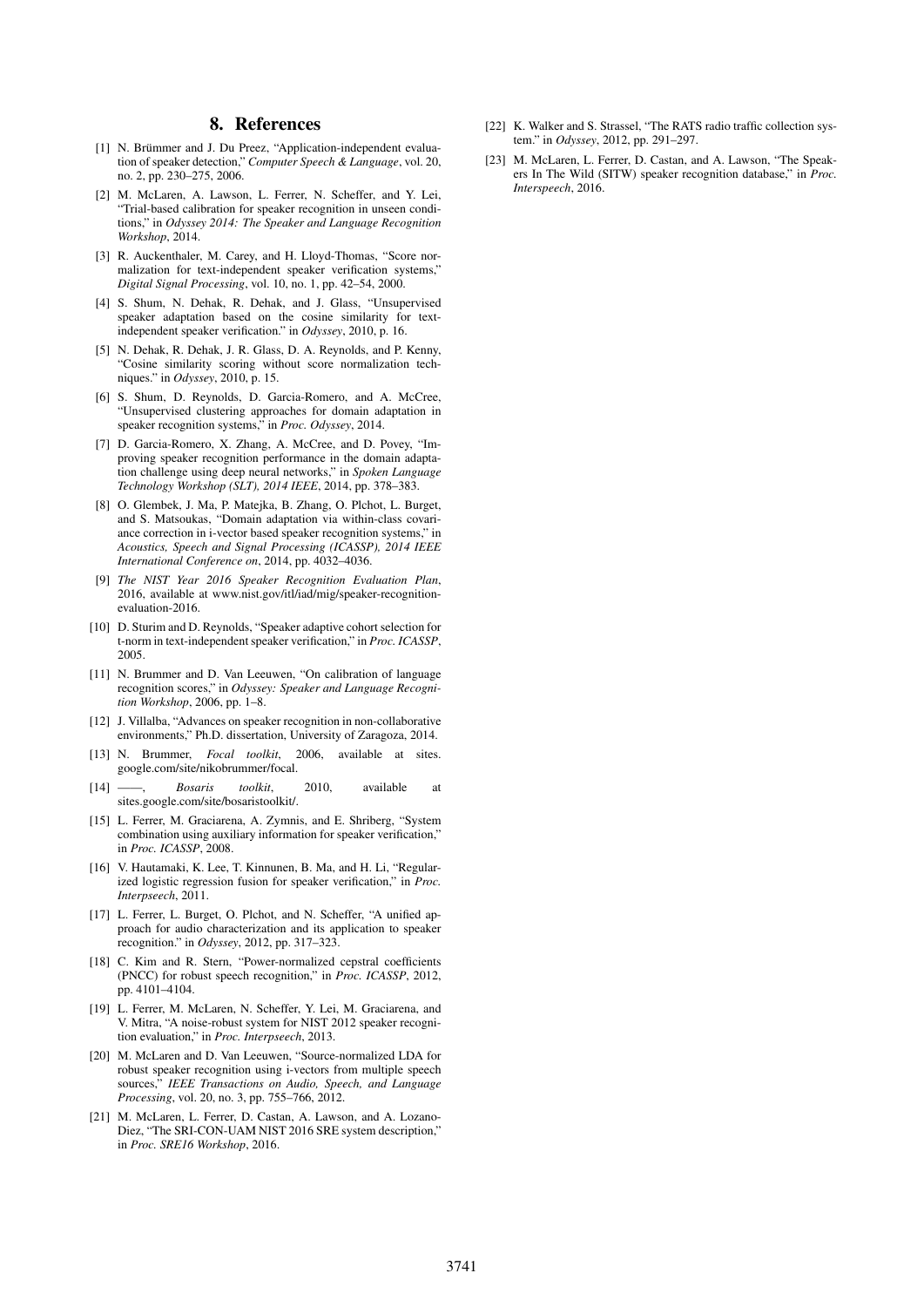## 8. References

[1] N. Brümmer and J. Du Preez, "Application-independent evaluation of speaker detection," *Computer Speech & Language*, vol. 20, no. 2, pp. 230–275, 2006.

[2] M. McLaren, A. Lawson, L. Ferrer, N. Scheffer, and Y. Lei, "Trial-based calibration for speaker recognition in unseen conditions," in *Odyssey 2014: The Speaker and Language Recognition Workshop*, 2014.

[3] R. Auckenthaler, M. Carey, and H. Lloyd-Thomas, "Score normalization for text-independent speaker verification systems," *Digital Signal Processing*, vol. 10, no. 1, pp. 42–54, 2000.

[4] S. Shum, N. Dehak, R. Dehak, and J. Glass, "Unsupervised speaker adaptation based on the cosine similarity for text-independent speaker verification." in *Odyssey*, 2010, p. 16.

[5] N. Dehak, R. Dehak, J. R. Glass, D. A. Reynolds, and P. Kenny, "Cosine similarity scoring without score normalization techniques." in *Odyssey*, 2010, p. 15.

[6] S. Shum, D. Reynolds, D. Garcia-Romero, and A. McCree, "Unsupervised clustering approaches for domain adaptation in speaker recognition systems," in *Proc. Odyssey*, 2014.

[7] D. Garcia-Romero, X. Zhang, A. McCree, and D. Povey, "Improving speaker recognition performance in the domain adaptation challenge using deep neural networks," in *Spoken Language Technology Workshop (SLT), 2014 IEEE*, 2014, pp. 378–383.

[8] O. Glembek, J. Ma, P. Matejka, B. Zhang, O. Plchot, L. Burget, and S. Matsoukas, "Domain adaptation via within-class covariance correction in i-vector based speaker recognition systems," in *Acoustics, Speech and Signal Processing (ICASSP), 2014 IEEE International Conference on*, 2014, pp. 4032–4036.

[9] *The NIST Year 2016 Speaker Recognition Evaluation Plan*, 2016, available at www.nist.gov/itl/iad/mig/speaker-recognition-evaluation-2016.

[10] D. Sturim and D. Reynolds, "Speaker adaptive cohort selection for t-norm in text-independent speaker verification," in *Proc. ICASSP*, 2005.

[11] N. Brummer and D. Van Leeuwen, "On calibration of language recognition scores," in *Odyssey: Speaker and Language Recognition Workshop*, 2006, pp. 1–8.

[12] J. Villalba, "Advances on speaker recognition in non-collaborative environments," Ph.D. dissertation, University of Zaragoza, 2014.

[13] N. Brummer, *Focal toolkit*, 2006, available at sites.google.com/site/nikobrummer/focal.

[14] ——, *Bosaris toolkit*, 2010, available at sites.google.com/site/bosaristoolkit/.

[15] L. Ferrer, M. Graciarena, A. Zymnis, and E. Shriberg, "System combination using auxiliary information for speaker verification," in *Proc. ICASSP*, 2008.

[16] V. Hautamaki, K. Lee, T. Kinnunen, B. Ma, and H. Li, "Regularized logistic regression fusion for speaker verification," in *Proc. Interpseech*, 2011.

[17] L. Ferrer, L. Burget, O. Plchot, and N. Scheffer, "A unified approach for audio characterization and its application to speaker recognition." in *Odyssey*, 2012, pp. 317–323.

[18] C. Kim and R. Stern, "Power-normalized cepstral coefficients (PNCC) for robust speech recognition," in *Proc. ICASSP*, 2012, pp. 4101–4104.

[19] L. Ferrer, M. McLaren, N. Scheffer, Y. Lei, M. Graciarena, and V. Mitra, "A noise-robust system for NIST 2012 speaker recognition evaluation," in *Proc. Interpseech*, 2013.

[20] M. McLaren and D. Van Leeuwen, "Source-normalized LDA for robust speaker recognition using i-vectors from multiple speech sources," *IEEE Transactions on Audio, Speech, and Language Processing*, vol. 20, no. 3, pp. 755–766, 2012.

[21] M. McLaren, L. Ferrer, D. Castan, A. Lawson, and A. Lozano-Diez, "The SRI-CON-UAM NIST 2016 SRE system description," in *Proc. SRE16 Workshop*, 2016.

[22] K. Walker and S. Strassel, "The RATS radio traffic collection system." in *Odyssey*, 2012, pp. 291–297.

[23] M. McLaren, L. Ferrer, D. Castan, and A. Lawson, "The Speakers In The Wild (SITW) speaker recognition database," in *Proc. Interspeech*, 2016.